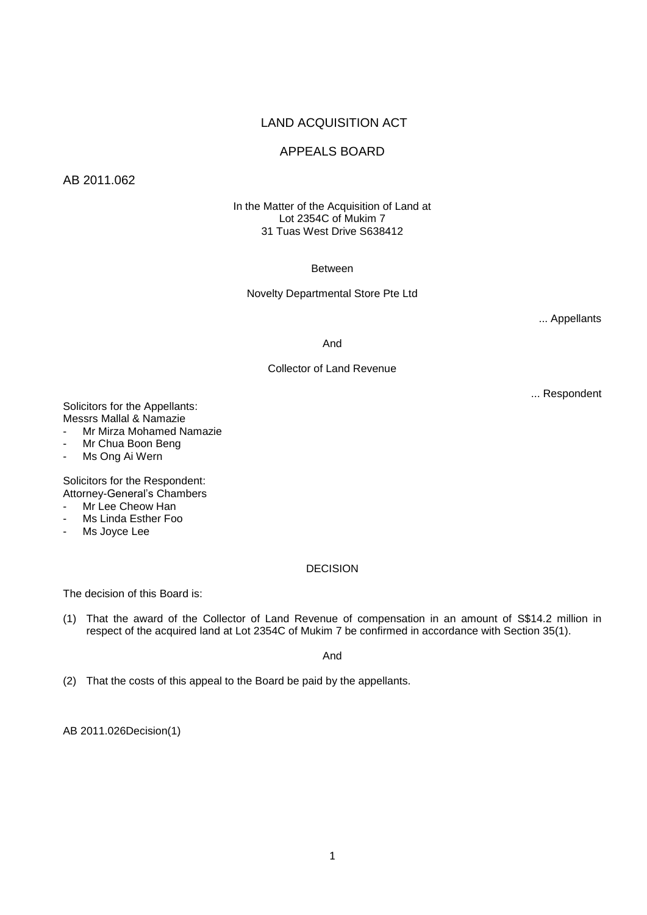LAND ACQUISITION ACT

APPEALS BOARD

AB 2011.062

In the Matter of the Acquisition of Land at
Lot 2354C of Mukim 7
31 Tuas West Drive S638412

Between

Novelty Departmental Store Pte Ltd

... Appellants

And

Collector of Land Revenue

... Respondent

Solicitors for the Appellants:
Messrs Mallal & Namazie
- Mr Mirza Mohamed Namazie
- Mr Chua Boon Beng
- Ms Ong Ai Wern

Solicitors for the Respondent:
Attorney-General's Chambers
- Mr Lee Cheow Han
- Ms Linda Esther Foo
- Ms Joyce Lee

DECISION

The decision of this Board is:

(1) That the award of the Collector of Land Revenue of compensation in an amount of S$14.2 million in respect of the acquired land at Lot 2354C of Mukim 7 be confirmed in accordance with Section 35(1).

And

(2) That the costs of this appeal to the Board be paid by the appellants.

AB 2011.026Decision(1)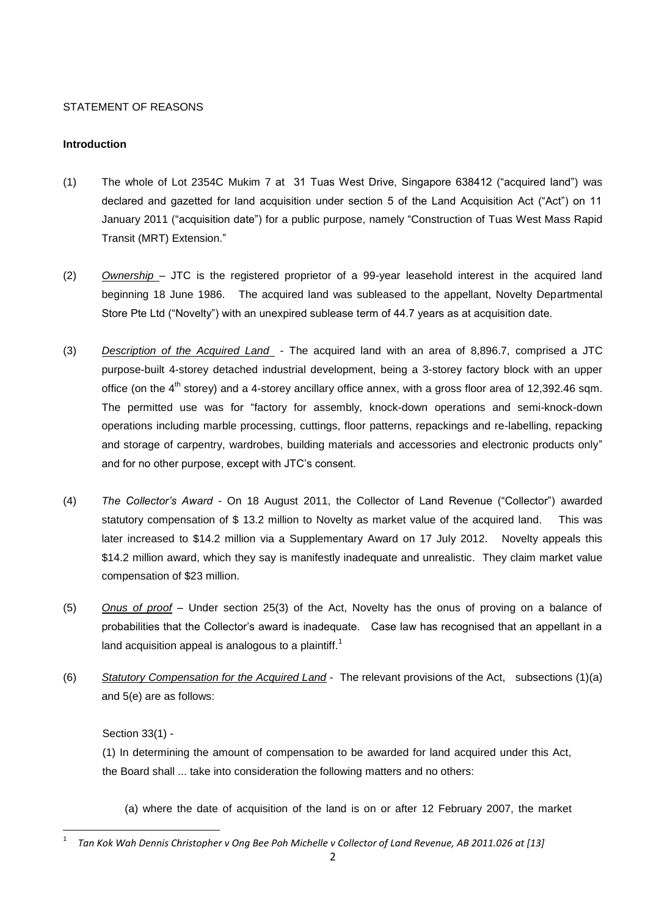STATEMENT OF REASONS

**Introduction**

(1) The whole of Lot 2354C Mukim 7 at 31 Tuas West Drive, Singapore 638412 ("acquired land") was declared and gazetted for land acquisition under section 5 of the Land Acquisition Act ("Act") on 11 January 2011 ("acquisition date") for a public purpose, namely "Construction of Tuas West Mass Rapid Transit (MRT) Extension."

(2) _Ownership_ – JTC is the registered proprietor of a 99-year leasehold interest in the acquired land beginning 18 June 1986. The acquired land was subleased to the appellant, Novelty Departmental Store Pte Ltd ("Novelty") with an unexpired sublease term of 44.7 years as at acquisition date.

(3) _Description of the Acquired Land_ - The acquired land with an area of 8,896.7, comprised a JTC purpose-built 4-storey detached industrial development, being a 3-storey factory block with an upper office (on the 4th storey) and a 4-storey ancillary office annex, with a gross floor area of 12,392.46 sqm. The permitted use was for "factory for assembly, knock-down operations and semi-knock-down operations including marble processing, cuttings, floor patterns, repackings and re-labelling, repacking and storage of carpentry, wardrobes, building materials and accessories and electronic products only" and for no other purpose, except with JTC's consent.

(4) _The Collector's Award_ - On 18 August 2011, the Collector of Land Revenue ("Collector") awarded statutory compensation of $ 13.2 million to Novelty as market value of the acquired land. This was later increased to $14.2 million via a Supplementary Award on 17 July 2012. Novelty appeals this $14.2 million award, which they say is manifestly inadequate and unrealistic. They claim market value compensation of $23 million.

(5) _Onus of proof_ – Under section 25(3) of the Act, Novelty has the onus of proving on a balance of probabilities that the Collector's award is inadequate. Case law has recognised that an appellant in a land acquisition appeal is analogous to a plaintiff.[1]

(6) _Statutory Compensation for the Acquired Land_ - The relevant provisions of the Act, subsections (1)(a) and 5(e) are as follows:

Section 33(1) -

(1) In determining the amount of compensation to be awarded for land acquired under this Act, the Board shall ... take into consideration the following matters and no others:

(a) where the date of acquisition of the land is on or after 12 February 2007, the market

---

[1] *Tan Kok Wah Dennis Christopher v Ong Bee Poh Michelle v Collector of Land Revenue, AB 2011.026 at [13]*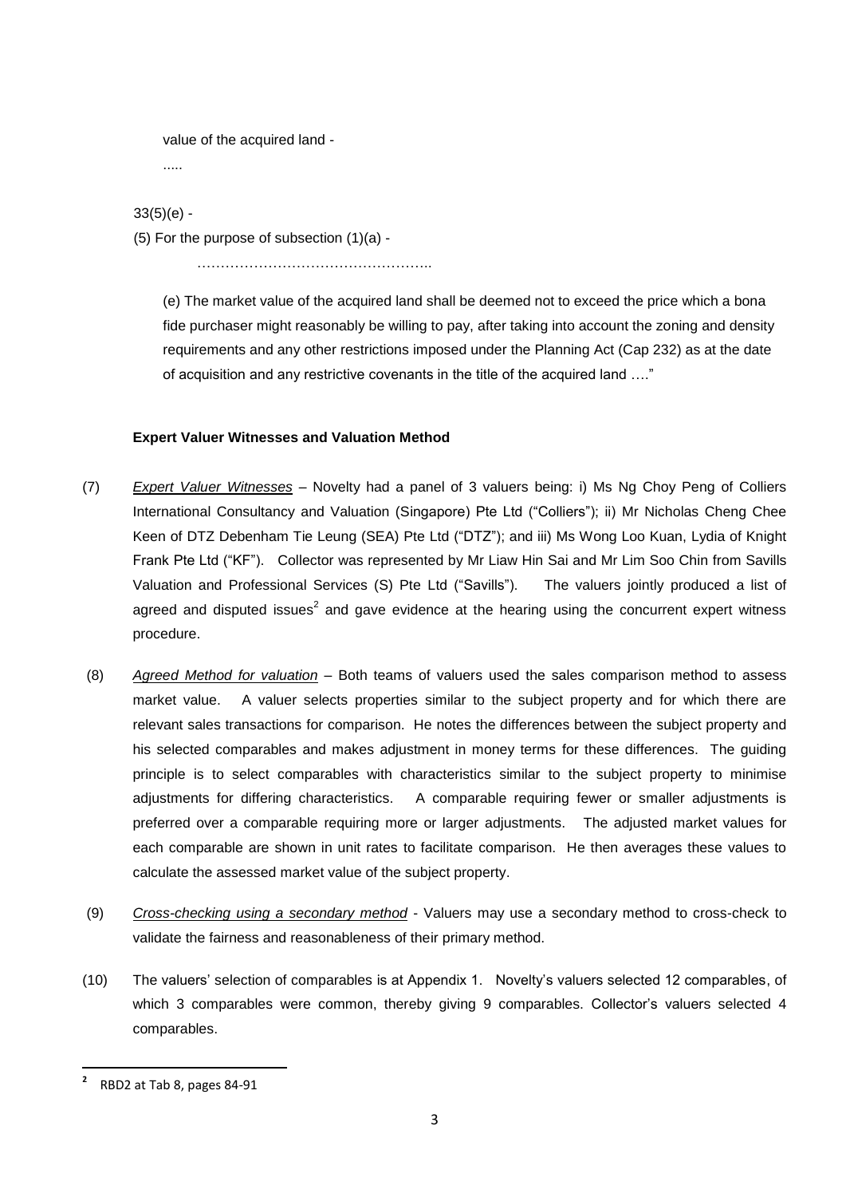value of the acquired land -

.....

33(5)(e) -

(5) For the purpose of subsection (1)(a) -

…………………………………………..

(e) The market value of the acquired land shall be deemed not to exceed the price which a bona fide purchaser might reasonably be willing to pay, after taking into account the zoning and density requirements and any other restrictions imposed under the Planning Act (Cap 232) as at the date of acquisition and any restrictive covenants in the title of the acquired land …."

**Expert Valuer Witnesses and Valuation Method**

(7) *Expert Valuer Witnesses* – Novelty had a panel of 3 valuers being: i) Ms Ng Choy Peng of Colliers International Consultancy and Valuation (Singapore) Pte Ltd ("Colliers"); ii) Mr Nicholas Cheng Chee Keen of DTZ Debenham Tie Leung (SEA) Pte Ltd ("DTZ"); and iii) Ms Wong Loo Kuan, Lydia of Knight Frank Pte Ltd ("KF"). Collector was represented by Mr Liaw Hin Sai and Mr Lim Soo Chin from Savills Valuation and Professional Services (S) Pte Ltd ("Savills"). The valuers jointly produced a list of agreed and disputed issues[2] and gave evidence at the hearing using the concurrent expert witness procedure.

(8) *Agreed Method for valuation* – Both teams of valuers used the sales comparison method to assess market value. A valuer selects properties similar to the subject property and for which there are relevant sales transactions for comparison. He notes the differences between the subject property and his selected comparables and makes adjustment in money terms for these differences. The guiding principle is to select comparables with characteristics similar to the subject property to minimise adjustments for differing characteristics. A comparable requiring fewer or smaller adjustments is preferred over a comparable requiring more or larger adjustments. The adjusted market values for each comparable are shown in unit rates to facilitate comparison. He then averages these values to calculate the assessed market value of the subject property.

(9) *Cross-checking using a secondary method* - Valuers may use a secondary method to cross-check to validate the fairness and reasonableness of their primary method.

(10) The valuers' selection of comparables is at Appendix 1. Novelty's valuers selected 12 comparables, of which 3 comparables were common, thereby giving 9 comparables. Collector's valuers selected 4 comparables.

---

[2] RBD2 at Tab 8, pages 84-91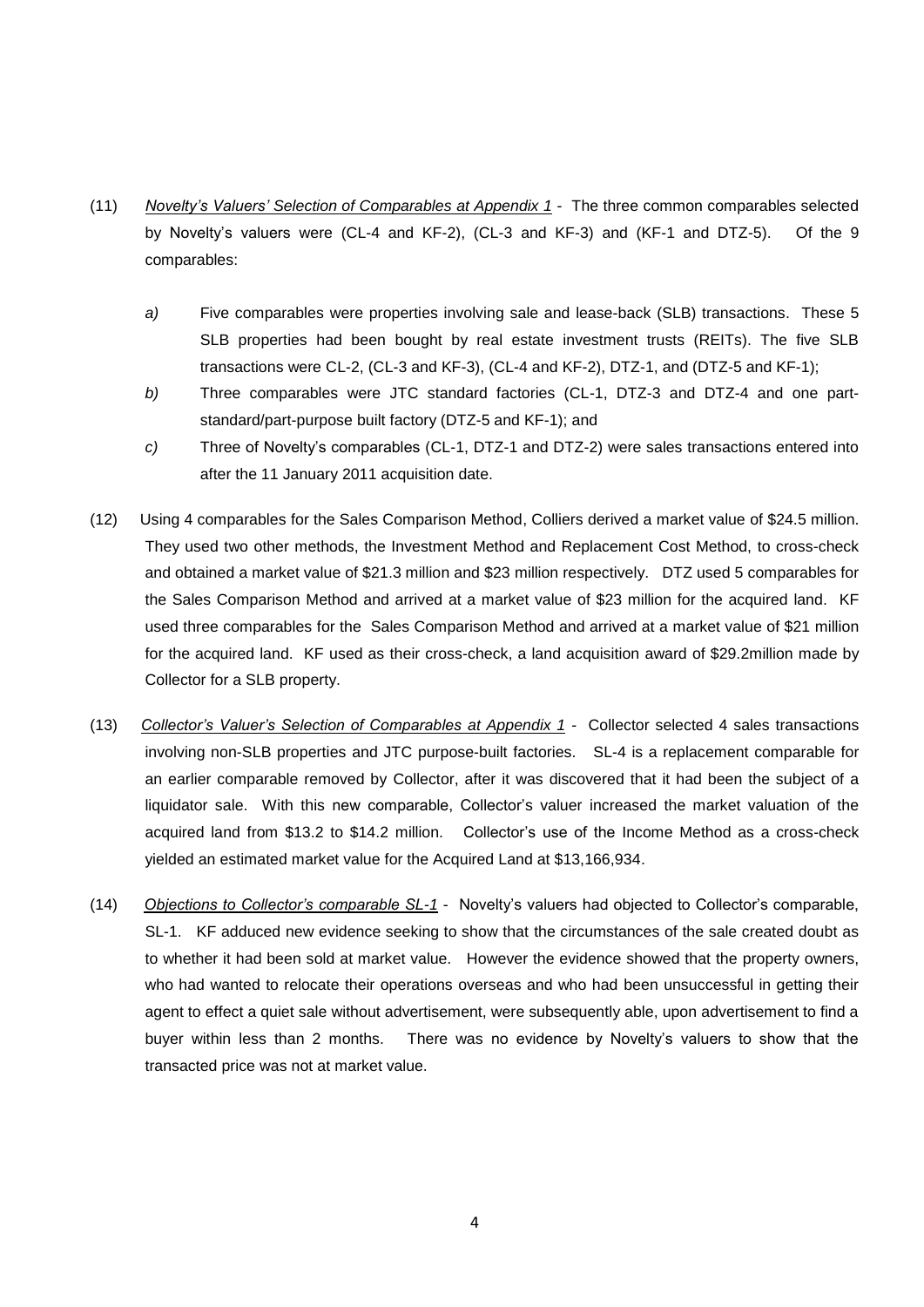(11) *Novelty's Valuers' Selection of Comparables at Appendix 1* - The three common comparables selected by Novelty's valuers were (CL-4 and KF-2), (CL-3 and KF-3) and (KF-1 and DTZ-5). Of the 9 comparables:

*a)* Five comparables were properties involving sale and lease-back (SLB) transactions. These 5 SLB properties had been bought by real estate investment trusts (REITs). The five SLB transactions were CL-2, (CL-3 and KF-3), (CL-4 and KF-2), DTZ-1, and (DTZ-5 and KF-1);

*b)* Three comparables were JTC standard factories (CL-1, DTZ-3 and DTZ-4 and one part-standard/part-purpose built factory (DTZ-5 and KF-1); and

*c)* Three of Novelty's comparables (CL-1, DTZ-1 and DTZ-2) were sales transactions entered into after the 11 January 2011 acquisition date.

(12) Using 4 comparables for the Sales Comparison Method, Colliers derived a market value of $24.5 million. They used two other methods, the Investment Method and Replacement Cost Method, to cross-check and obtained a market value of $21.3 million and $23 million respectively. DTZ used 5 comparables for the Sales Comparison Method and arrived at a market value of $23 million for the acquired land. KF used three comparables for the Sales Comparison Method and arrived at a market value of $21 million for the acquired land. KF used as their cross-check, a land acquisition award of $29.2million made by Collector for a SLB property.

(13) *Collector's Valuer's Selection of Comparables at Appendix 1* - Collector selected 4 sales transactions involving non-SLB properties and JTC purpose-built factories. SL-4 is a replacement comparable for an earlier comparable removed by Collector, after it was discovered that it had been the subject of a liquidator sale. With this new comparable, Collector's valuer increased the market valuation of the acquired land from $13.2 to $14.2 million. Collector's use of the Income Method as a cross-check yielded an estimated market value for the Acquired Land at $13,166,934.

(14) *Objections to Collector's comparable SL-1* - Novelty's valuers had objected to Collector's comparable, SL-1. KF adduced new evidence seeking to show that the circumstances of the sale created doubt as to whether it had been sold at market value. However the evidence showed that the property owners, who had wanted to relocate their operations overseas and who had been unsuccessful in getting their agent to effect a quiet sale without advertisement, were subsequently able, upon advertisement to find a buyer within less than 2 months. There was no evidence by Novelty's valuers to show that the transacted price was not at market value.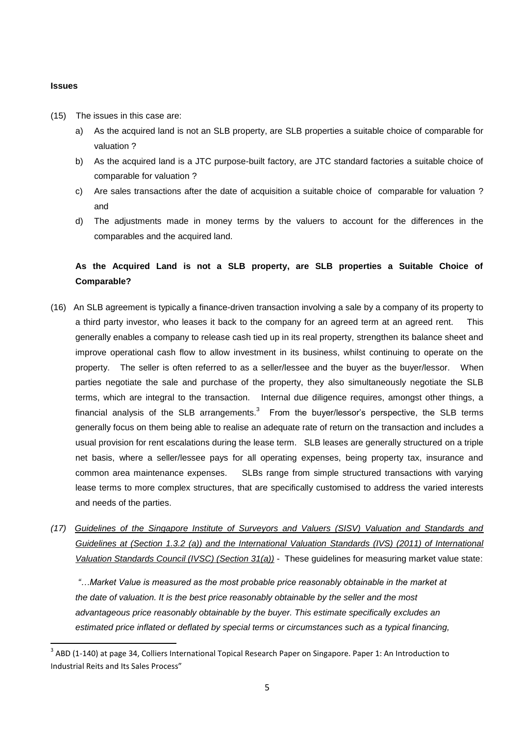**Issues**

(15) The issues in this case are:

a) As the acquired land is not an SLB property, are SLB properties a suitable choice of comparable for valuation ?

b) As the acquired land is a JTC purpose-built factory, are JTC standard factories a suitable choice of comparable for valuation ?

c) Are sales transactions after the date of acquisition a suitable choice of comparable for valuation ? and

d) The adjustments made in money terms by the valuers to account for the differences in the comparables and the acquired land.

**As the Acquired Land is not a SLB property, are SLB properties a Suitable Choice of Comparable?**

(16) An SLB agreement is typically a finance-driven transaction involving a sale by a company of its property to a third party investor, who leases it back to the company for an agreed term at an agreed rent. This generally enables a company to release cash tied up in its real property, strengthen its balance sheet and improve operational cash flow to allow investment in its business, whilst continuing to operate on the property. The seller is often referred to as a seller/lessee and the buyer as the buyer/lessor. When parties negotiate the sale and purchase of the property, they also simultaneously negotiate the SLB terms, which are integral to the transaction. Internal due diligence requires, amongst other things, a financial analysis of the SLB arrangements.[3] From the buyer/lessor's perspective, the SLB terms generally focus on them being able to realise an adequate rate of return on the transaction and includes a usual provision for rent escalations during the lease term. SLB leases are generally structured on a triple net basis, where a seller/lessee pays for all operating expenses, being property tax, insurance and common area maintenance expenses. SLBs range from simple structured transactions with varying lease terms to more complex structures, that are specifically customised to address the varied interests and needs of the parties.

*(17) Guidelines of the Singapore Institute of Surveyors and Valuers (SISV) Valuation and Standards and Guidelines at (Section 1.3.2 (a)) and the International Valuation Standards (IVS) (2011) of International Valuation Standards Council (IVSC) (Section 31(a))* - These guidelines for measuring market value state:

*"…Market Value is measured as the most probable price reasonably obtainable in the market at the date of valuation. It is the best price reasonably obtainable by the seller and the most advantageous price reasonably obtainable by the buyer. This estimate specifically excludes an estimated price inflated or deflated by special terms or circumstances such as a typical financing,*

---

[3] ABD (1-140) at page 34, Colliers International Topical Research Paper on Singapore. Paper 1: An Introduction to Industrial Reits and Its Sales Process"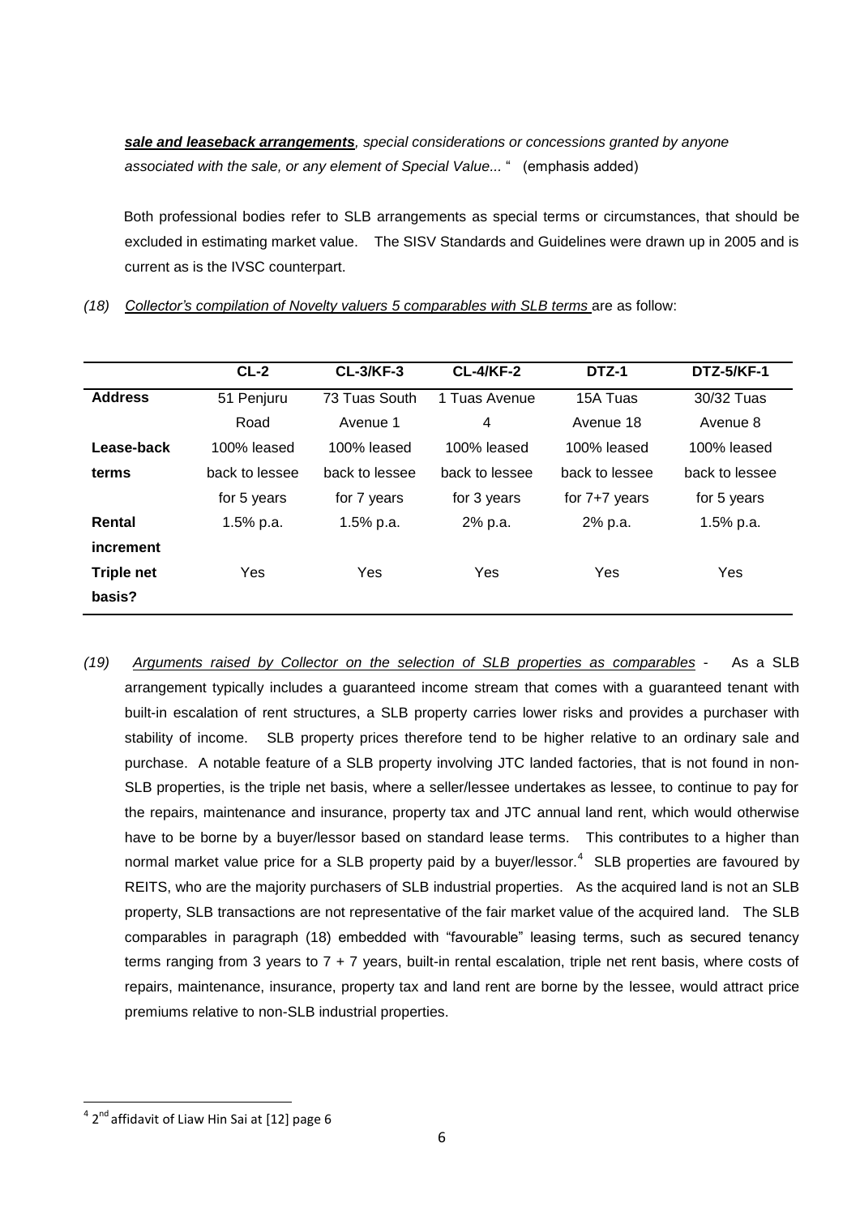***sale and leaseback arrangements****, special considerations or concessions granted by anyone associated with the sale, or any element of Special Value...* " (emphasis added)

Both professional bodies refer to SLB arrangements as special terms or circumstances, that should be excluded in estimating market value. The SISV Standards and Guidelines were drawn up in 2005 and is current as is the IVSC counterpart.

*(18)* *Collector's compilation of Novelty valuers 5 comparables with SLB terms* are as follow:

| | CL-2 | CL-3/KF-3 | CL-4/KF-2 | DTZ-1 | DTZ-5/KF-1 |
|---|---|---|---|---|---|
| **Address** | 51 Penjuru Road | 73 Tuas South Avenue 1 | 1 Tuas Avenue 4 | 15A Tuas Avenue 18 | 30/32 Tuas Avenue 8 |
| **Lease-back terms** | 100% leased back to lessee for 5 years | 100% leased back to lessee for 7 years | 100% leased back to lessee for 3 years | 100% leased back to lessee for 7+7 years | 100% leased back to lessee for 5 years |
| **Rental increment** | 1.5% p.a. | 1.5% p.a. | 2% p.a. | 2% p.a. | 1.5% p.a. |
| **Triple net basis?** | Yes | Yes | Yes | Yes | Yes |

*(19)* *Arguments raised by Collector on the selection of SLB properties as comparables* - As a SLB arrangement typically includes a guaranteed income stream that comes with a guaranteed tenant with built-in escalation of rent structures, a SLB property carries lower risks and provides a purchaser with stability of income. SLB property prices therefore tend to be higher relative to an ordinary sale and purchase. A notable feature of a SLB property involving JTC landed factories, that is not found in non-SLB properties, is the triple net basis, where a seller/lessee undertakes as lessee, to continue to pay for the repairs, maintenance and insurance, property tax and JTC annual land rent, which would otherwise have to be borne by a buyer/lessor based on standard lease terms. This contributes to a higher than normal market value price for a SLB property paid by a buyer/lessor.[4] SLB properties are favoured by REITS, who are the majority purchasers of SLB industrial properties. As the acquired land is not an SLB property, SLB transactions are not representative of the fair market value of the acquired land. The SLB comparables in paragraph (18) embedded with "favourable" leasing terms, such as secured tenancy terms ranging from 3 years to 7 + 7 years, built-in rental escalation, triple net rent basis, where costs of repairs, maintenance, insurance, property tax and land rent are borne by the lessee, would attract price premiums relative to non-SLB industrial properties.

[4] 2nd affidavit of Liaw Hin Sai at [12] page 6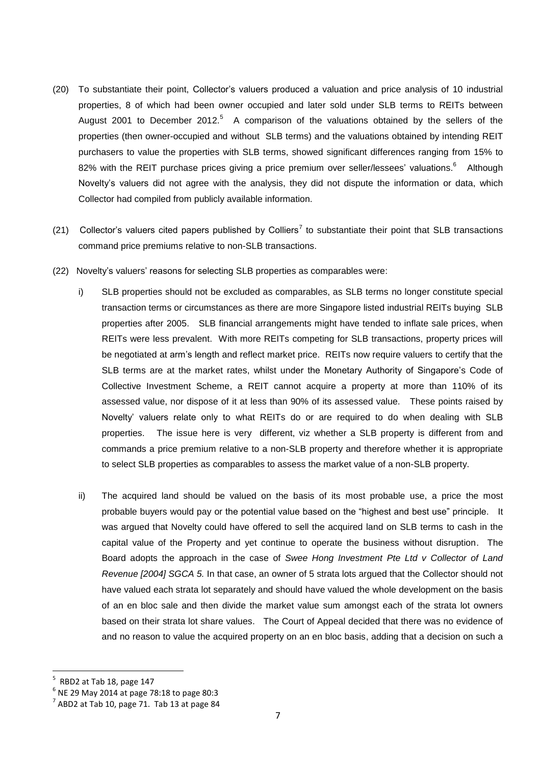(20) To substantiate their point, Collector's valuers produced a valuation and price analysis of 10 industrial properties, 8 of which had been owner occupied and later sold under SLB terms to REITs between August 2001 to December 2012.[5] A comparison of the valuations obtained by the sellers of the properties (then owner-occupied and without SLB terms) and the valuations obtained by intending REIT purchasers to value the properties with SLB terms, showed significant differences ranging from 15% to 82% with the REIT purchase prices giving a price premium over seller/lessees' valuations.[6] Although Novelty's valuers did not agree with the analysis, they did not dispute the information or data, which Collector had compiled from publicly available information.

(21) Collector's valuers cited papers published by Colliers[7] to substantiate their point that SLB transactions command price premiums relative to non-SLB transactions.

(22) Novelty's valuers' reasons for selecting SLB properties as comparables were:

i) SLB properties should not be excluded as comparables, as SLB terms no longer constitute special transaction terms or circumstances as there are more Singapore listed industrial REITs buying SLB properties after 2005. SLB financial arrangements might have tended to inflate sale prices, when REITs were less prevalent. With more REITs competing for SLB transactions, property prices will be negotiated at arm's length and reflect market price. REITs now require valuers to certify that the SLB terms are at the market rates, whilst under the Monetary Authority of Singapore's Code of Collective Investment Scheme, a REIT cannot acquire a property at more than 110% of its assessed value, nor dispose of it at less than 90% of its assessed value. These points raised by Novelty' valuers relate only to what REITs do or are required to do when dealing with SLB properties. The issue here is very different, viz whether a SLB property is different from and commands a price premium relative to a non-SLB property and therefore whether it is appropriate to select SLB properties as comparables to assess the market value of a non-SLB property.

ii) The acquired land should be valued on the basis of its most probable use, a price the most probable buyers would pay or the potential value based on the "highest and best use" principle. It was argued that Novelty could have offered to sell the acquired land on SLB terms to cash in the capital value of the Property and yet continue to operate the business without disruption. The Board adopts the approach in the case of *Swee Hong Investment Pte Ltd v Collector of Land Revenue [2004] SGCA 5.* In that case, an owner of 5 strata lots argued that the Collector should not have valued each strata lot separately and should have valued the whole development on the basis of an en bloc sale and then divide the market value sum amongst each of the strata lot owners based on their strata lot share values. The Court of Appeal decided that there was no evidence of and no reason to value the acquired property on an en bloc basis, adding that a decision on such a

---

[5] RBD2 at Tab 18, page 147

[6] NE 29 May 2014 at page 78:18 to page 80:3

[7] ABD2 at Tab 10, page 71. Tab 13 at page 84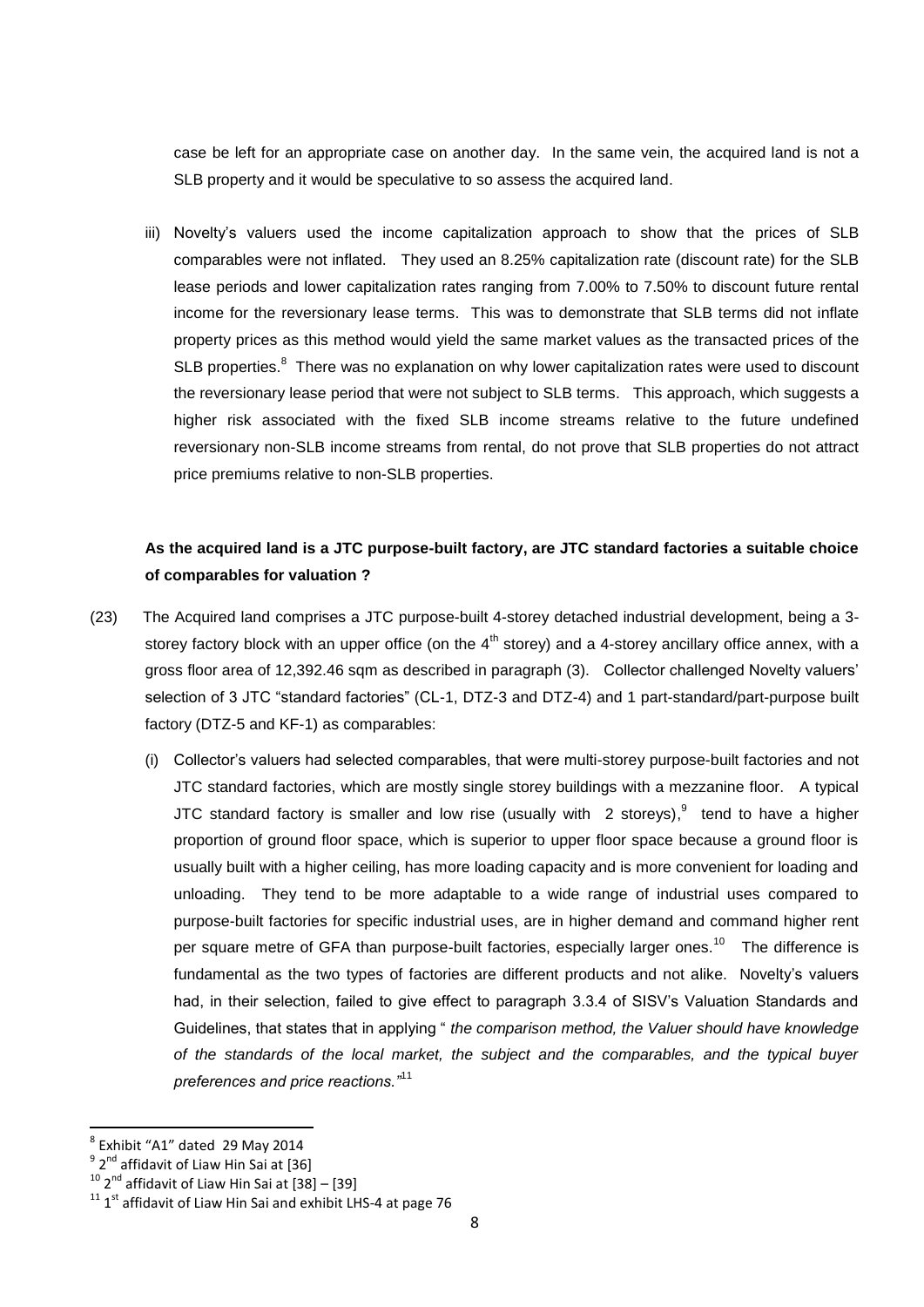case be left for an appropriate case on another day. In the same vein, the acquired land is not a SLB property and it would be speculative to so assess the acquired land.

iii) Novelty's valuers used the income capitalization approach to show that the prices of SLB comparables were not inflated. They used an 8.25% capitalization rate (discount rate) for the SLB lease periods and lower capitalization rates ranging from 7.00% to 7.50% to discount future rental income for the reversionary lease terms. This was to demonstrate that SLB terms did not inflate property prices as this method would yield the same market values as the transacted prices of the SLB properties.[8] There was no explanation on why lower capitalization rates were used to discount the reversionary lease period that were not subject to SLB terms. This approach, which suggests a higher risk associated with the fixed SLB income streams relative to the future undefined reversionary non-SLB income streams from rental, do not prove that SLB properties do not attract price premiums relative to non-SLB properties.

**As the acquired land is a JTC purpose-built factory, are JTC standard factories a suitable choice of comparables for valuation ?**

(23) The Acquired land comprises a JTC purpose-built 4-storey detached industrial development, being a 3-storey factory block with an upper office (on the 4th storey) and a 4-storey ancillary office annex, with a gross floor area of 12,392.46 sqm as described in paragraph (3). Collector challenged Novelty valuers' selection of 3 JTC "standard factories" (CL-1, DTZ-3 and DTZ-4) and 1 part-standard/part-purpose built factory (DTZ-5 and KF-1) as comparables:

(i) Collector's valuers had selected comparables, that were multi-storey purpose-built factories and not JTC standard factories, which are mostly single storey buildings with a mezzanine floor. A typical JTC standard factory is smaller and low rise (usually with 2 storeys),[9] tend to have a higher proportion of ground floor space, which is superior to upper floor space because a ground floor is usually built with a higher ceiling, has more loading capacity and is more convenient for loading and unloading. They tend to be more adaptable to a wide range of industrial uses compared to purpose-built factories for specific industrial uses, are in higher demand and command higher rent per square metre of GFA than purpose-built factories, especially larger ones.[10] The difference is fundamental as the two types of factories are different products and not alike. Novelty's valuers had, in their selection, failed to give effect to paragraph 3.3.4 of SISV's Valuation Standards and Guidelines, that states that in applying " *the comparison method, the Valuer should have knowledge of the standards of the local market, the subject and the comparables, and the typical buyer preferences and price reactions.*"[11]

---

[8] Exhibit "A1" dated 29 May 2014

[9] 2nd affidavit of Liaw Hin Sai at [36]

[10] 2nd affidavit of Liaw Hin Sai at [38] – [39]

[11] 1st affidavit of Liaw Hin Sai and exhibit LHS-4 at page 76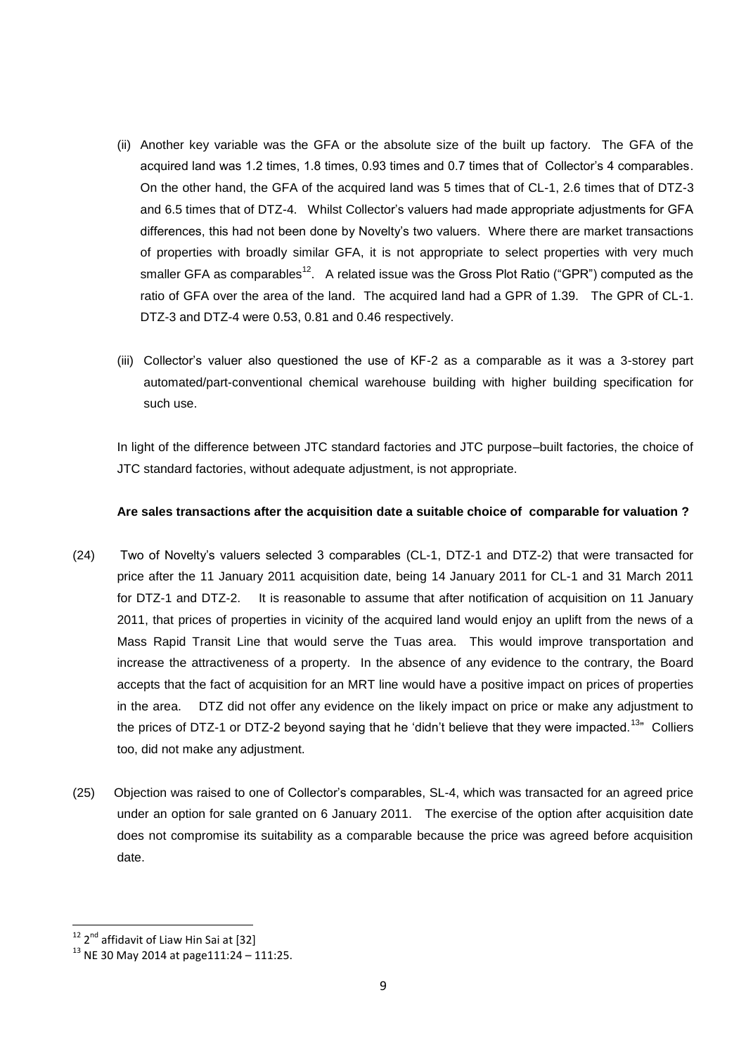(ii) Another key variable was the GFA or the absolute size of the built up factory. The GFA of the acquired land was 1.2 times, 1.8 times, 0.93 times and 0.7 times that of Collector's 4 comparables. On the other hand, the GFA of the acquired land was 5 times that of CL-1, 2.6 times that of DTZ-3 and 6.5 times that of DTZ-4. Whilst Collector's valuers had made appropriate adjustments for GFA differences, this had not been done by Novelty's two valuers. Where there are market transactions of properties with broadly similar GFA, it is not appropriate to select properties with very much smaller GFA as comparables[12]. A related issue was the Gross Plot Ratio ("GPR") computed as the ratio of GFA over the area of the land. The acquired land had a GPR of 1.39. The GPR of CL-1. DTZ-3 and DTZ-4 were 0.53, 0.81 and 0.46 respectively.

(iii) Collector's valuer also questioned the use of KF-2 as a comparable as it was a 3-storey part automated/part-conventional chemical warehouse building with higher building specification for such use.

In light of the difference between JTC standard factories and JTC purpose–built factories, the choice of JTC standard factories, without adequate adjustment, is not appropriate.

**Are sales transactions after the acquisition date a suitable choice of comparable for valuation ?**

(24) Two of Novelty's valuers selected 3 comparables (CL-1, DTZ-1 and DTZ-2) that were transacted for price after the 11 January 2011 acquisition date, being 14 January 2011 for CL-1 and 31 March 2011 for DTZ-1 and DTZ-2. It is reasonable to assume that after notification of acquisition on 11 January 2011, that prices of properties in vicinity of the acquired land would enjoy an uplift from the news of a Mass Rapid Transit Line that would serve the Tuas area. This would improve transportation and increase the attractiveness of a property. In the absence of any evidence to the contrary, the Board accepts that the fact of acquisition for an MRT line would have a positive impact on prices of properties in the area. DTZ did not offer any evidence on the likely impact on price or make any adjustment to the prices of DTZ-1 or DTZ-2 beyond saying that he 'didn't believe that they were impacted.[13]" Colliers too, did not make any adjustment.

(25) Objection was raised to one of Collector's comparables, SL-4, which was transacted for an agreed price under an option for sale granted on 6 January 2011. The exercise of the option after acquisition date does not compromise its suitability as a comparable because the price was agreed before acquisition date.

---

[12] 2nd affidavit of Liaw Hin Sai at [32]

[13] NE 30 May 2014 at page111:24 – 111:25.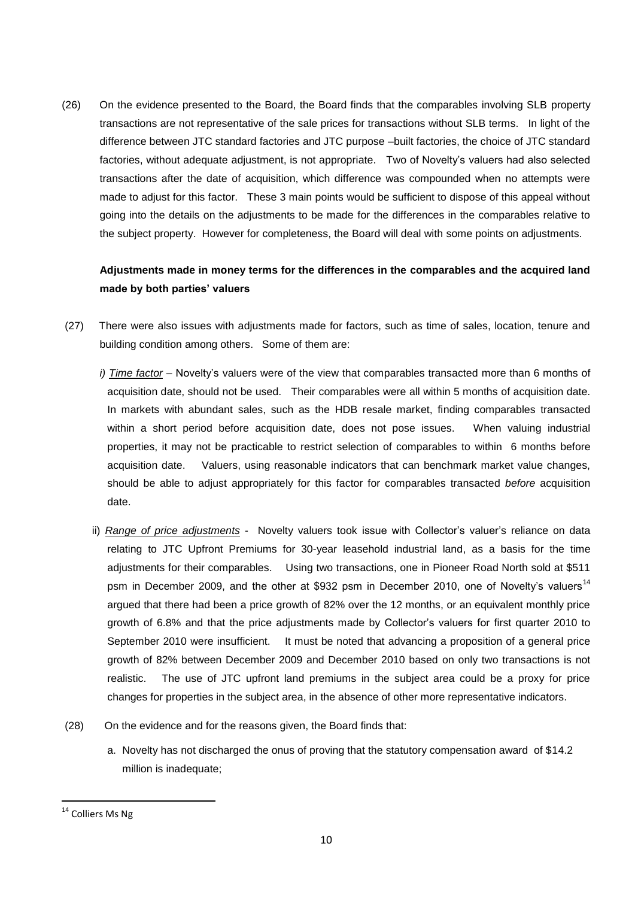(26) On the evidence presented to the Board, the Board finds that the comparables involving SLB property transactions are not representative of the sale prices for transactions without SLB terms. In light of the difference between JTC standard factories and JTC purpose –built factories, the choice of JTC standard factories, without adequate adjustment, is not appropriate. Two of Novelty's valuers had also selected transactions after the date of acquisition, which difference was compounded when no attempts were made to adjust for this factor. These 3 main points would be sufficient to dispose of this appeal without going into the details on the adjustments to be made for the differences in the comparables relative to the subject property. However for completeness, the Board will deal with some points on adjustments.

**Adjustments made in money terms for the differences in the comparables and the acquired land made by both parties' valuers**

(27) There were also issues with adjustments made for factors, such as time of sales, location, tenure and building condition among others. Some of them are:

*i) Time factor* – Novelty's valuers were of the view that comparables transacted more than 6 months of acquisition date, should not be used. Their comparables were all within 5 months of acquisition date. In markets with abundant sales, such as the HDB resale market, finding comparables transacted within a short period before acquisition date, does not pose issues. When valuing industrial properties, it may not be practicable to restrict selection of comparables to within 6 months before acquisition date. Valuers, using reasonable indicators that can benchmark market value changes, should be able to adjust appropriately for this factor for comparables transacted *before* acquisition date.

ii) *Range of price adjustments* - Novelty valuers took issue with Collector's valuer's reliance on data relating to JTC Upfront Premiums for 30-year leasehold industrial land, as a basis for the time adjustments for their comparables. Using two transactions, one in Pioneer Road North sold at $511 psm in December 2009, and the other at $932 psm in December 2010, one of Novelty's valuers[14] argued that there had been a price growth of 82% over the 12 months, or an equivalent monthly price growth of 6.8% and that the price adjustments made by Collector's valuers for first quarter 2010 to September 2010 were insufficient. It must be noted that advancing a proposition of a general price growth of 82% between December 2009 and December 2010 based on only two transactions is not realistic. The use of JTC upfront land premiums in the subject area could be a proxy for price changes for properties in the subject area, in the absence of other more representative indicators.

(28) On the evidence and for the reasons given, the Board finds that:

a. Novelty has not discharged the onus of proving that the statutory compensation award of $14.2 million is inadequate;

---

[14] Colliers Ms Ng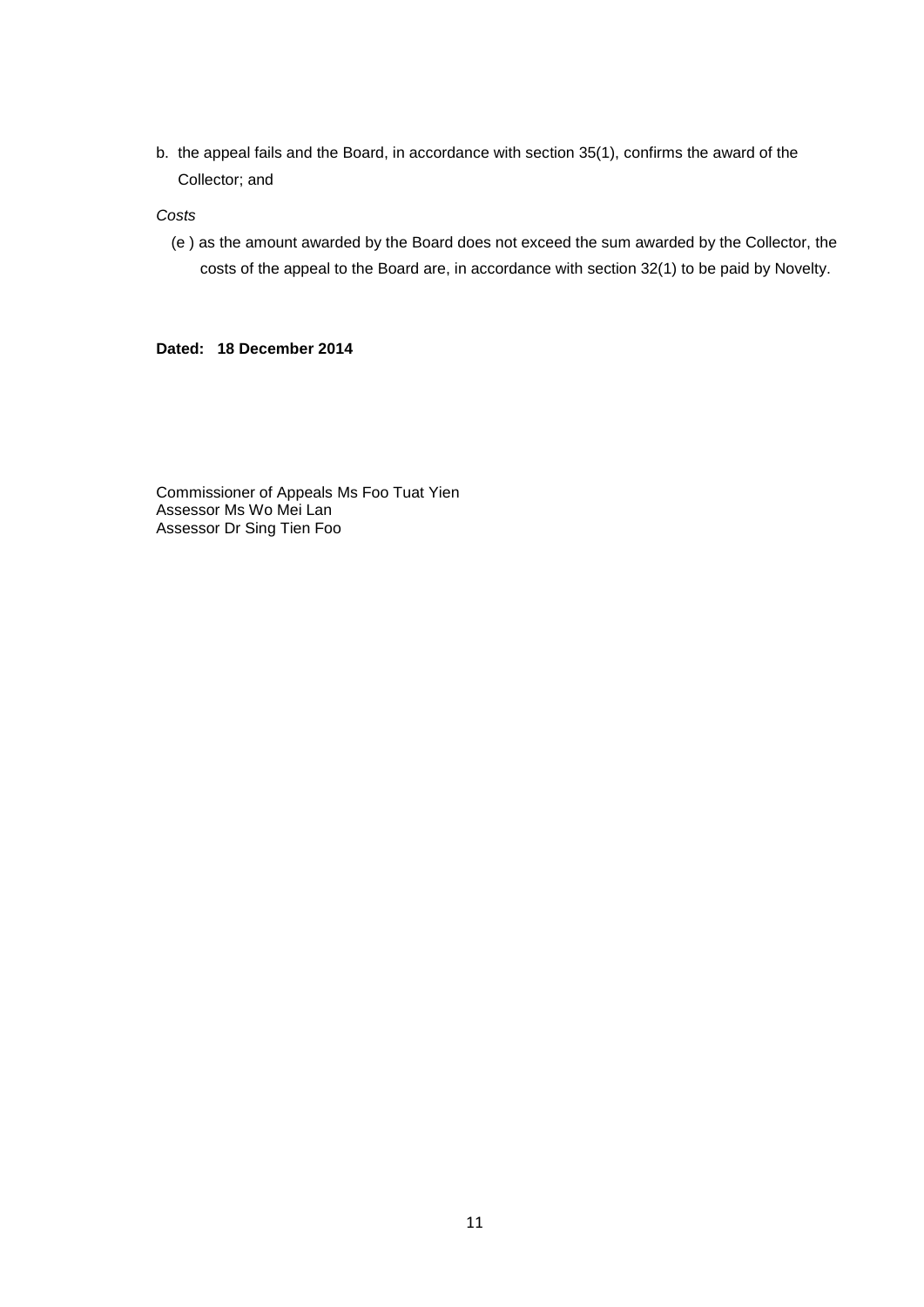b. the appeal fails and the Board, in accordance with section 35(1), confirms the award of the Collector; and

*Costs*

(e ) as the amount awarded by the Board does not exceed the sum awarded by the Collector, the costs of the appeal to the Board are, in accordance with section 32(1) to be paid by Novelty.

**Dated: 18 December 2014**

Commissioner of Appeals Ms Foo Tuat Yien
Assessor Ms Wo Mei Lan
Assessor Dr Sing Tien Foo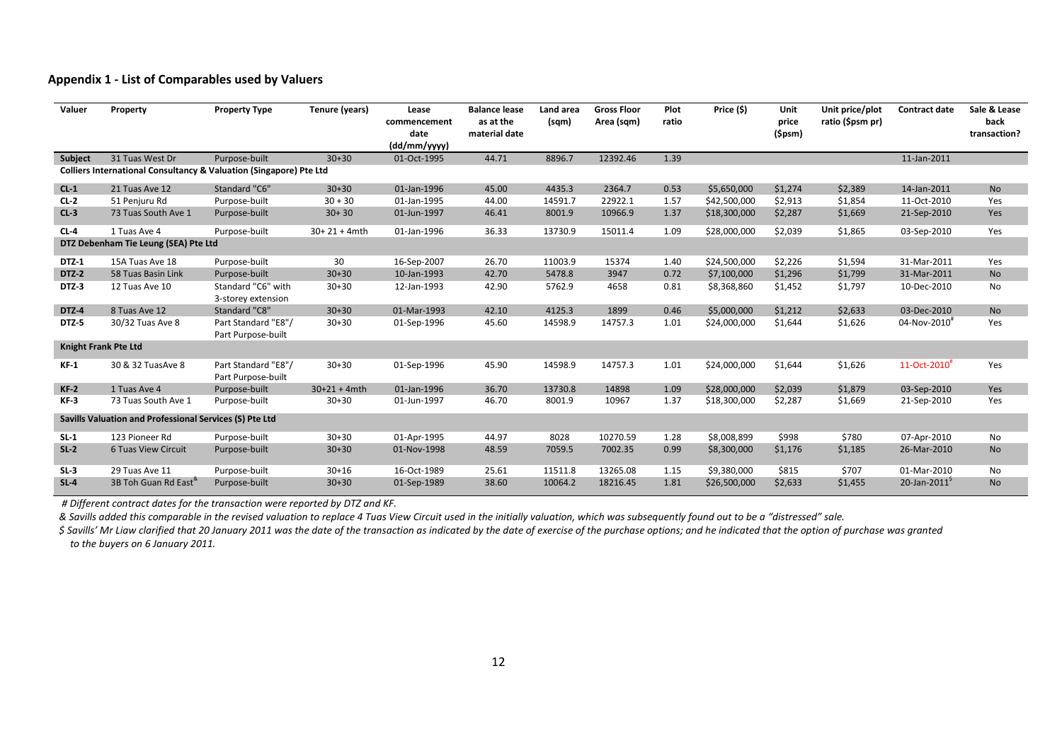## Appendix 1 - List of Comparables used by Valuers

| Valuer | Property | Property Type | Tenure (years) | Lease commencement date (dd/mm/yyyy) | Balance lease as at the material date | Land area (sqm) | Gross Floor Area (sqm) | Plot ratio | Price ($) | Unit price ($psm) | Unit price/plot ratio ($psm pr) | Contract date | Sale & Lease back transaction? |
|---|---|---|---|---|---|---|---|---|---|---|---|---|---|
| **Subject** | 31 Tuas West Dr | Purpose-built | 30+30 | 01-Oct-1995 | 44.71 | 8896.7 | 12392.46 | 1.39 | | | | 11-Jan-2011 | |
| **Colliers International Consultancy & Valuation (Singapore) Pte Ltd** | | | | | | | | | | | | | |
| **CL-1** | 21 Tuas Ave 12 | Standard "C6" | 30+30 | 01-Jan-1996 | 45.00 | 4435.3 | 2364.7 | 0.53 | $5,650,000 | $1,274 | $2,389 | 14-Jan-2011 | No |
| **CL-2** | 51 Penjuru Rd | Purpose-built | 30 + 30 | 01-Jan-1995 | 44.00 | 14591.7 | 22922.1 | 1.57 | $42,500,000 | $2,913 | $1,854 | 11-Oct-2010 | Yes |
| **CL-3** | 73 Tuas South Ave 1 | Purpose-built | 30+ 30 | 01-Jun-1997 | 46.41 | 8001.9 | 10966.9 | 1.37 | $18,300,000 | $2,287 | $1,669 | 21-Sep-2010 | Yes |
| **CL-4** | 1 Tuas Ave 4 | Purpose-built | 30+ 21 + 4mth | 01-Jan-1996 | 36.33 | 13730.9 | 15011.4 | 1.09 | $28,000,000 | $2,039 | $1,865 | 03-Sep-2010 | Yes |
| **DTZ Debenham Tie Leung (SEA) Pte Ltd** | | | | | | | | | | | | | |
| **DTZ-1** | 15A Tuas Ave 18 | Purpose-built | 30 | 16-Sep-2007 | 26.70 | 11003.9 | 15374 | 1.40 | $24,500,000 | $2,226 | $1,594 | 31-Mar-2011 | Yes |
| **DTZ-2** | 58 Tuas Basin Link | Purpose-built | 30+30 | 10-Jan-1993 | 42.70 | 5478.8 | 3947 | 0.72 | $7,100,000 | $1,296 | $1,799 | 31-Mar-2011 | No |
| **DTZ-3** | 12 Tuas Ave 10 | Standard "C6" with 3-storey extension | 30+30 | 12-Jan-1993 | 42.90 | 5762.9 | 4658 | 0.81 | $8,368,860 | $1,452 | $1,797 | 10-Dec-2010 | No |
| **DTZ-4** | 8 Tuas Ave 12 | Standard "C8" | 30+30 | 01-Mar-1993 | 42.10 | 4125.3 | 1899 | 0.46 | $5,000,000 | $1,212 | $2,633 | 03-Dec-2010 | No |
| **DTZ-5** | 30/32 Tuas Ave 8 | Part Standard "E8"/ Part Purpose-built | 30+30 | 01-Sep-1996 | 45.60 | 14598.9 | 14757.3 | 1.01 | $24,000,000 | $1,644 | $1,626 | 04-Nov-2010# | Yes |
| **Knight Frank Pte Ltd** | | | | | | | | | | | | | |
| **KF-1** | 30 & 32 TuasAve 8 | Part Standard "E8"/ Part Purpose-built | 30+30 | 01-Sep-1996 | 45.90 | 14598.9 | 14757.3 | 1.01 | $24,000,000 | $1,644 | $1,626 | 11-Oct-2010# | Yes |
| **KF-2** | 1 Tuas Ave 4 | Purpose-built | 30+21 + 4mth | 01-Jan-1996 | 36.70 | 13730.8 | 14898 | 1.09 | $28,000,000 | $2,039 | $1,879 | 03-Sep-2010 | Yes |
| **KF-3** | 73 Tuas South Ave 1 | Purpose-built | 30+30 | 01-Jun-1997 | 46.70 | 8001.9 | 10967 | 1.37 | $18,300,000 | $2,287 | $1,669 | 21-Sep-2010 | Yes |
| **Savills Valuation and Professional Services (S) Pte Ltd** | | | | | | | | | | | | | |
| **SL-1** | 123 Pioneer Rd | Purpose-built | 30+30 | 01-Apr-1995 | 44.97 | 8028 | 10270.59 | 1.28 | $8,008,899 | $998 | $780 | 07-Apr-2010 | No |
| **SL-2** | 6 Tuas View Circuit | Purpose-built | 30+30 | 01-Nov-1998 | 48.59 | 7059.5 | 7002.35 | 0.99 | $8,300,000 | $1,176 | $1,185 | 26-Mar-2010 | No |
| **SL-3** | 29 Tuas Ave 11 | Purpose-built | 30+16 | 16-Oct-1989 | 25.61 | 11511.8 | 13265.08 | 1.15 | $9,380,000 | $815 | $707 | 01-Mar-2010 | No |
| **SL-4** | 3B Toh Guan Rd East& | Purpose-built | 30+30 | 01-Sep-1989 | 38.60 | 10064.2 | 18216.45 | 1.81 | $26,500,000 | $2,633 | $1,455 | 20-Jan-2011$ | No |

*# Different contract dates for the transaction were reported by DTZ and KF.*

*& Savills added this comparable in the revised valuation to replace 4 Tuas View Circuit used in the initially valuation, which was subsequently found out to be a "distressed" sale.*

*$ Savills' Mr Liaw clarified that 20 January 2011 was the date of the transaction as indicated by the date of exercise of the purchase options; and he indicated that the option of purchase was granted to the buyers on 6 January 2011.*